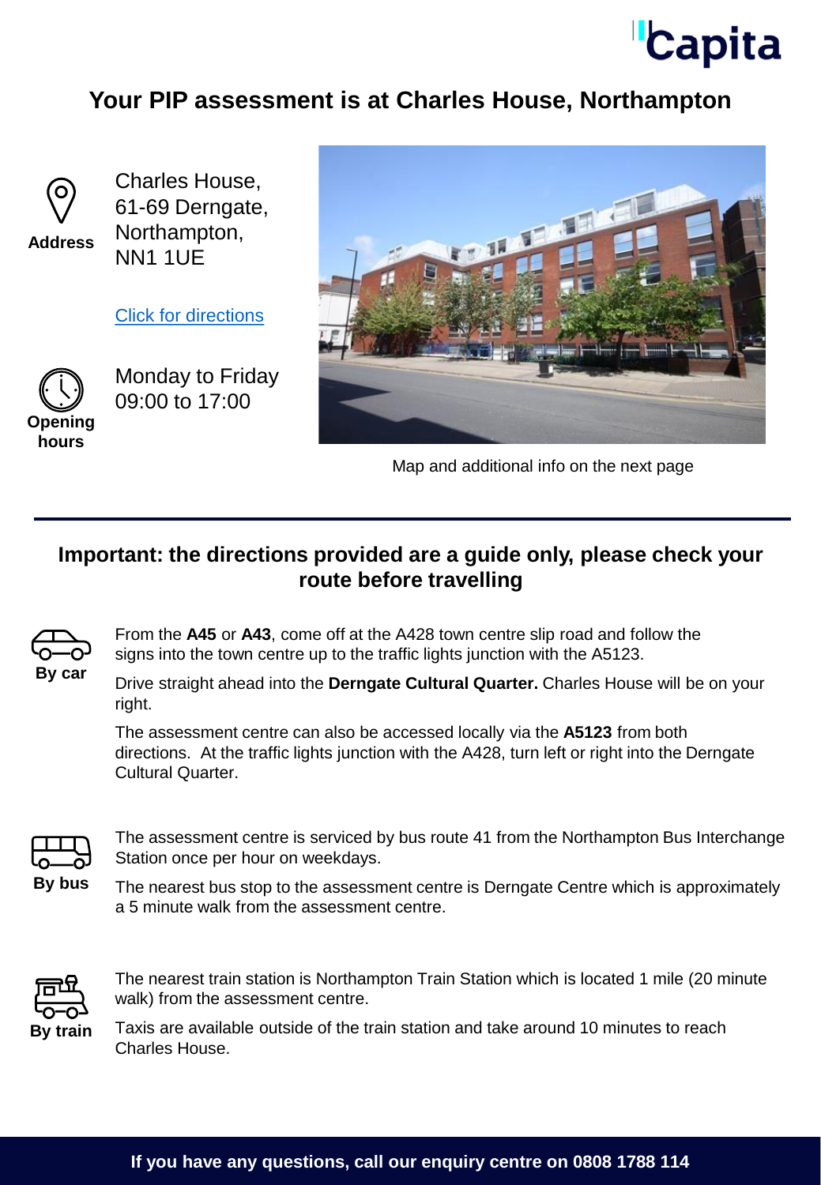# Your PIP assessment is at Charles House, Northampton

**Address**

Charles House,
61-69 Derngate,
Northampton,
NN1 1UE

[Click for directions]

**Opening hours**

Monday to Friday
09:00 to 17:00

Map and additional info on the next page

## Important: the directions provided are a guide only, please check your route before travelling

**By car**

From the **A45** or **A43**, come off at the A428 town centre slip road and follow the signs into the town centre up to the traffic lights junction with the A5123.

Drive straight ahead into the **Derngate Cultural Quarter.** Charles House will be on your right.

The assessment centre can also be accessed locally via the **A5123** from both directions. At the traffic lights junction with the A428, turn left or right into the Derngate Cultural Quarter.

**By bus**

The assessment centre is serviced by bus route 41 from the Northampton Bus Interchange Station once per hour on weekdays.

The nearest bus stop to the assessment centre is Derngate Centre which is approximately a 5 minute walk from the assessment centre.

**By train**

The nearest train station is Northampton Train Station which is located 1 mile (20 minute walk) from the assessment centre.

Taxis are available outside of the train station and take around 10 minutes to reach Charles House.

**If you have any questions, call our enquiry centre on 0808 1788 114**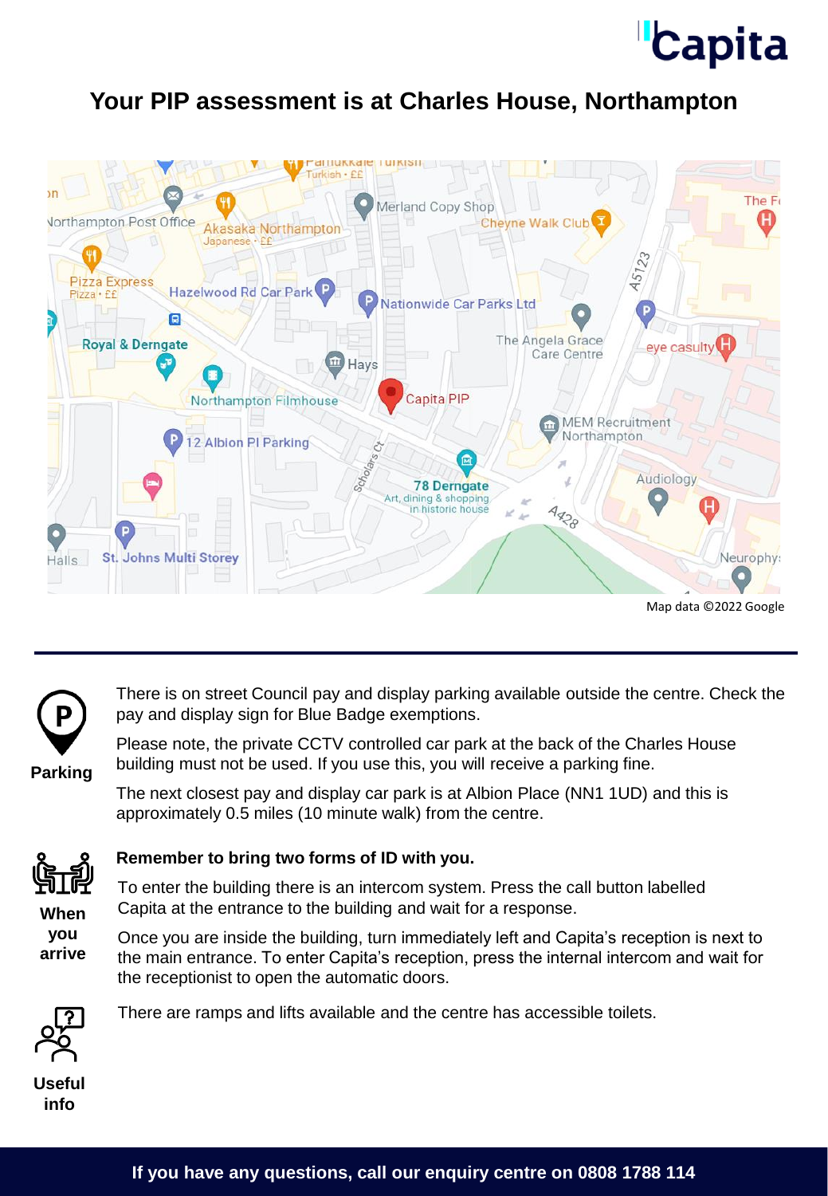Capita

# Your PIP assessment is at Charles House, Northampton

Map data ©2022 Google

**Parking**

There is on street Council pay and display parking available outside the centre. Check the pay and display sign for Blue Badge exemptions.

Please note, the private CCTV controlled car park at the back of the Charles House building must not be used. If you use this, you will receive a parking fine.

The next closest pay and display car park is at Albion Place (NN1 1UD) and this is approximately 0.5 miles (10 minute walk) from the centre.

**When you arrive**

**Remember to bring two forms of ID with you.**

To enter the building there is an intercom system. Press the call button labelled Capita at the entrance to the building and wait for a response.

Once you are inside the building, turn immediately left and Capita's reception is next to the main entrance. To enter Capita's reception, press the internal intercom and wait for the receptionist to open the automatic doors.

**Useful info**

There are ramps and lifts available and the centre has accessible toilets.

**If you have any questions, call our enquiry centre on 0808 1788 114**